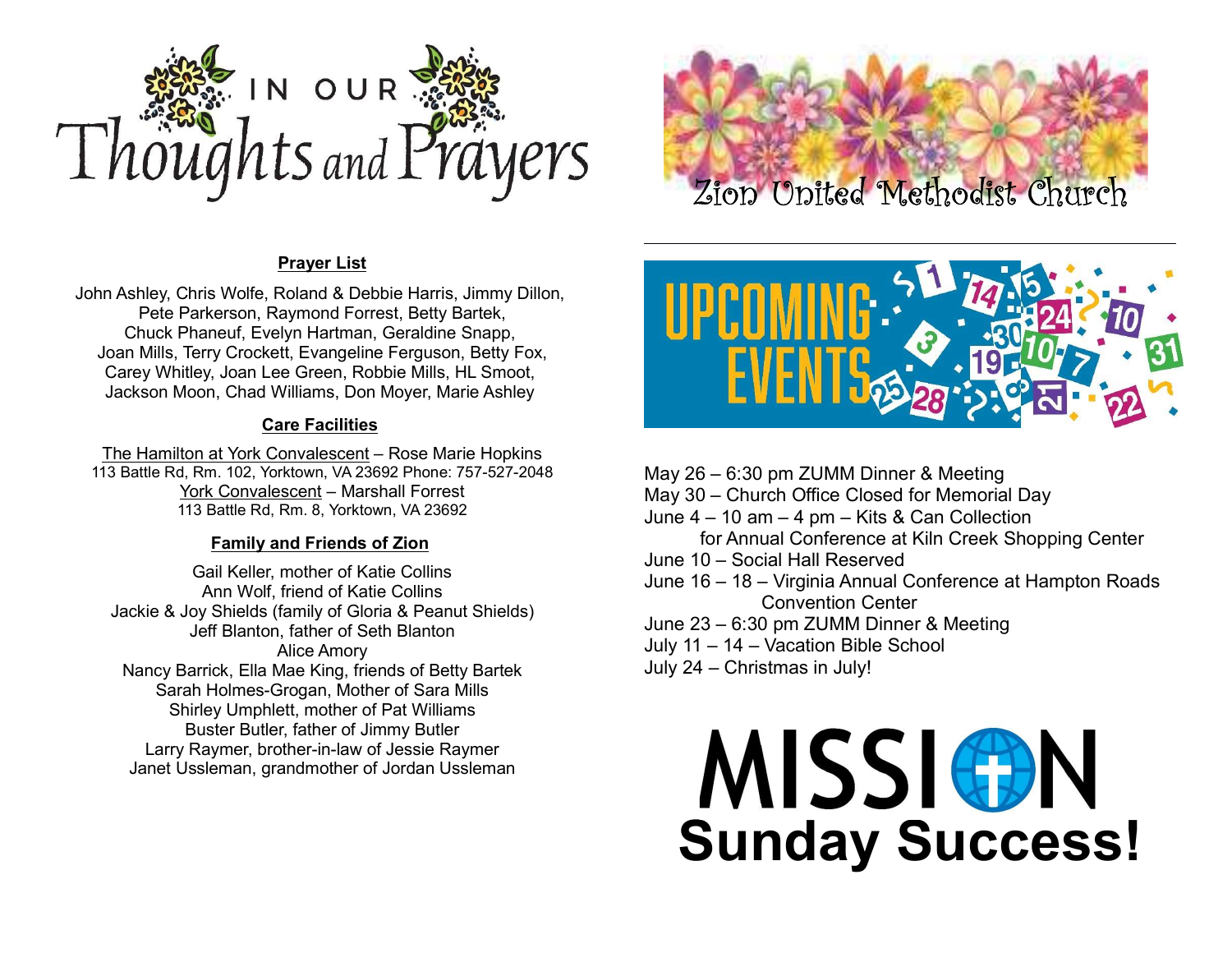# IN OUR Thoughts and Prayers

**Prayer List**

John Ashley, Chris Wolfe, Roland & Debbie Harris, Jimmy Dillon, Pete Parkerson, Raymond Forrest, Betty Bartek, Chuck Phaneuf, Evelyn Hartman, Geraldine Snapp, Joan Mills, Terry Crockett, Evangeline Ferguson, Betty Fox, Carey Whitley, Joan Lee Green, Robbie Mills, HL Smoot, Jackson Moon, Chad Williams, Don Moyer, Marie Ashley

**Care Facilities**

The Hamilton at York Convalescent – Rose Marie Hopkins
113 Battle Rd, Rm. 102, Yorktown, VA 23692 Phone: 757-527-2048
York Convalescent – Marshall Forrest
113 Battle Rd, Rm. 8, Yorktown, VA 23692

**Family and Friends of Zion**

Gail Keller, mother of Katie Collins
Ann Wolf, friend of Katie Collins
Jackie & Joy Shields (family of Gloria & Peanut Shields)
Jeff Blanton, father of Seth Blanton
Alice Amory
Nancy Barrick, Ella Mae King, friends of Betty Bartek
Sarah Holmes-Grogan, Mother of Sara Mills
Shirley Umphlett, mother of Pat Williams
Buster Butler, father of Jimmy Butler
Larry Raymer, brother-in-law of Jessie Raymer
Janet Ussleman, grandmother of Jordan Ussleman

# Zion United Methodist Church

---

## UPCOMING EVENTS

May 26 – 6:30 pm ZUMM Dinner & Meeting
May 30 – Church Office Closed for Memorial Day
June 4 – 10 am – 4 pm – Kits & Can Collection for Annual Conference at Kiln Creek Shopping Center
June 10 – Social Hall Reserved
June 16 – 18 – Virginia Annual Conference at Hampton Roads Convention Center
June 23 – 6:30 pm ZUMM Dinner & Meeting
July 11 – 14 – Vacation Bible School
July 24 – Christmas in July!

# MISSION Sunday Success!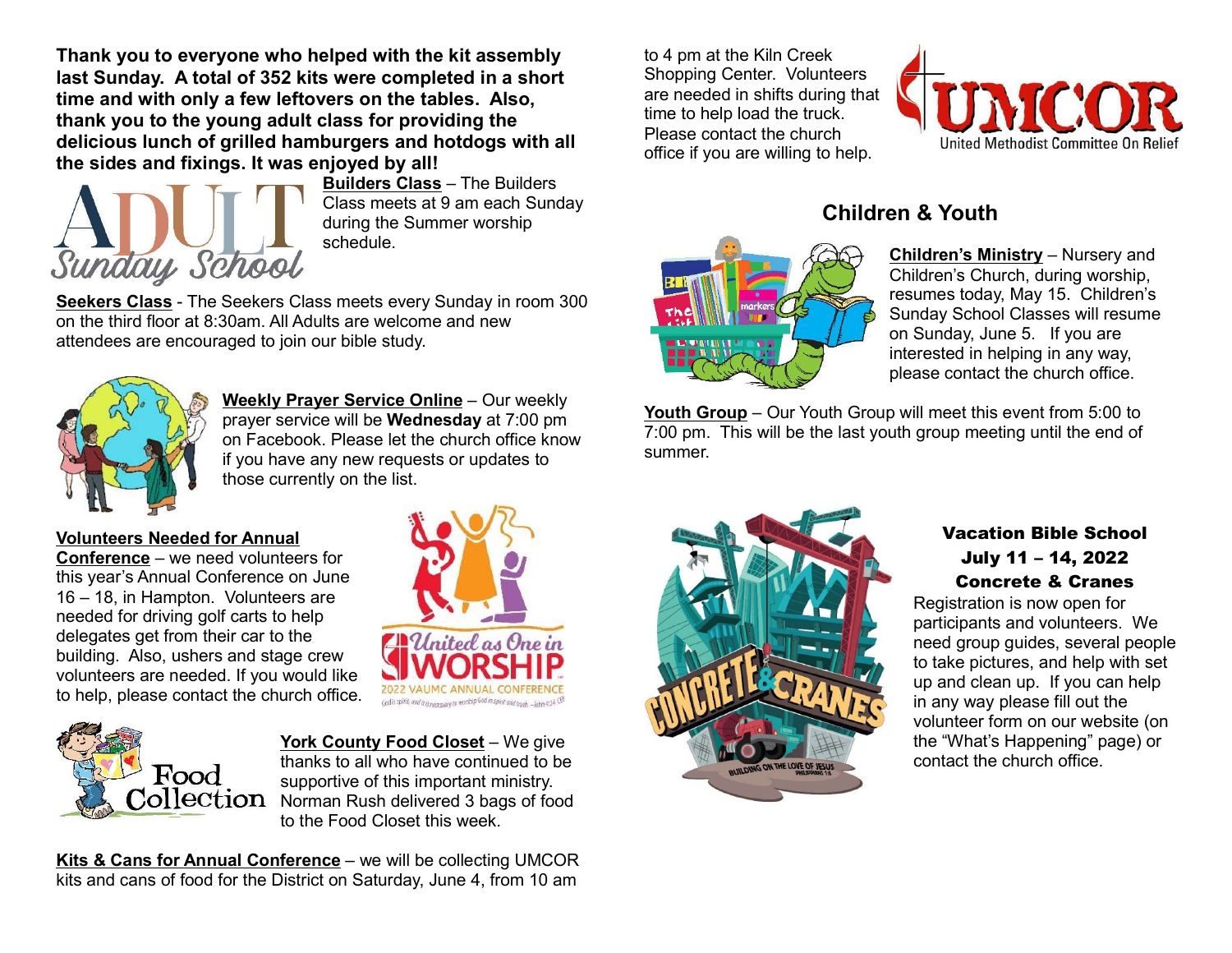**Thank you to everyone who helped with the kit assembly last Sunday. A total of 352 kits were completed in a short time and with only a few leftovers on the tables. Also, thank you to the young adult class for providing the delicious lunch of grilled hamburgers and hotdogs with all the sides and fixings. It was enjoyed by all!**

**Builders Class** – The Builders Class meets at 9 am each Sunday during the Summer worship schedule.

**Seekers Class** - The Seekers Class meets every Sunday in room 300 on the third floor at 8:30am. All Adults are welcome and new attendees are encouraged to join our bible study.

**Weekly Prayer Service Online** – Our weekly prayer service will be **Wednesday** at 7:00 pm on Facebook. Please let the church office know if you have any new requests or updates to those currently on the list.

**Volunteers Needed for Annual Conference** – we need volunteers for this year's Annual Conference on June 16 – 18, in Hampton. Volunteers are needed for driving golf carts to help delegates get from their car to the building. Also, ushers and stage crew volunteers are needed. If you would like to help, please contact the church office.

**York County Food Closet** – We give thanks to all who have continued to be supportive of this important ministry. Norman Rush delivered 3 bags of food to the Food Closet this week.

**Kits & Cans for Annual Conference** – we will be collecting UMCOR kits and cans of food for the District on Saturday, June 4, from 10 am to 4 pm at the Kiln Creek Shopping Center. Volunteers are needed in shifts during that time to help load the truck. Please contact the church office if you are willing to help.

## Children & Youth

**Children's Ministry** – Nursery and Children's Church, during worship, resumes today, May 15. Children's Sunday School Classes will resume on Sunday, June 5. If you are interested in helping in any way, please contact the church office.

**Youth Group** – Our Youth Group will meet this event from 5:00 to 7:00 pm. This will be the last youth group meeting until the end of summer.

### Vacation Bible School
### July 11 – 14, 2022
### Concrete & Cranes

Registration is now open for participants and volunteers. We need group guides, several people to take pictures, and help with set up and clean up. If you can help in any way please fill out the volunteer form on our website (on the "What's Happening" page) or contact the church office.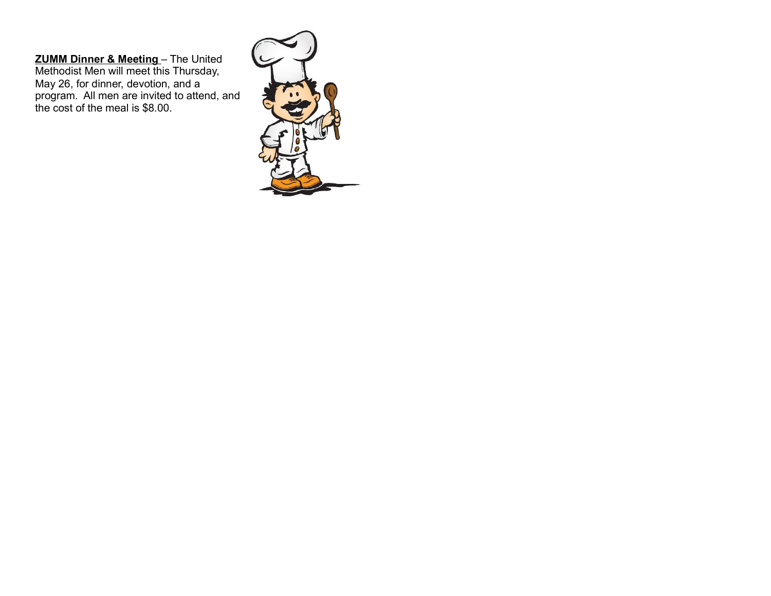**<u>ZUMM Dinner & Meeting</u>** – The United Methodist Men will meet this Thursday, May 26, for dinner, devotion, and a program. All men are invited to attend, and the cost of the meal is $8.00.